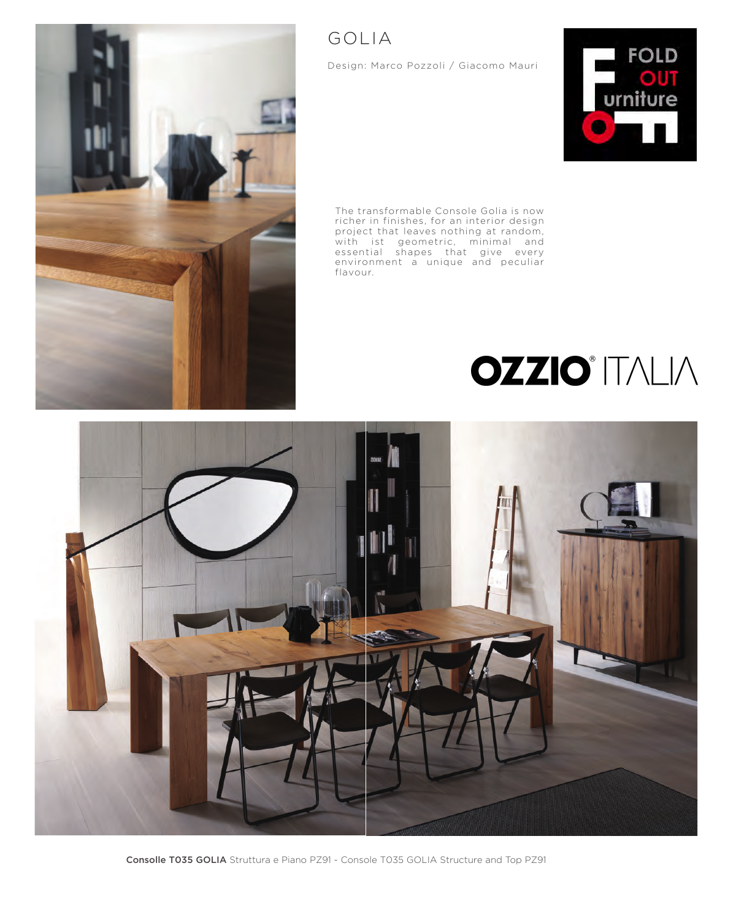# GOLIA

Design: Marco Pozzoli / Giacomo Mauri

FOLD OUT urniture

The transformable Console Golia is now richer in finishes, for an interior design project that leaves nothing at random, with ist geometric, minimal and essential shapes that give every environment a unique and peculiar flavour.

OZZIO® ITALIA

**Consolle T035 GOLIA** Struttura e Piano PZ91 - Console T035 GOLIA Structure and Top PZ91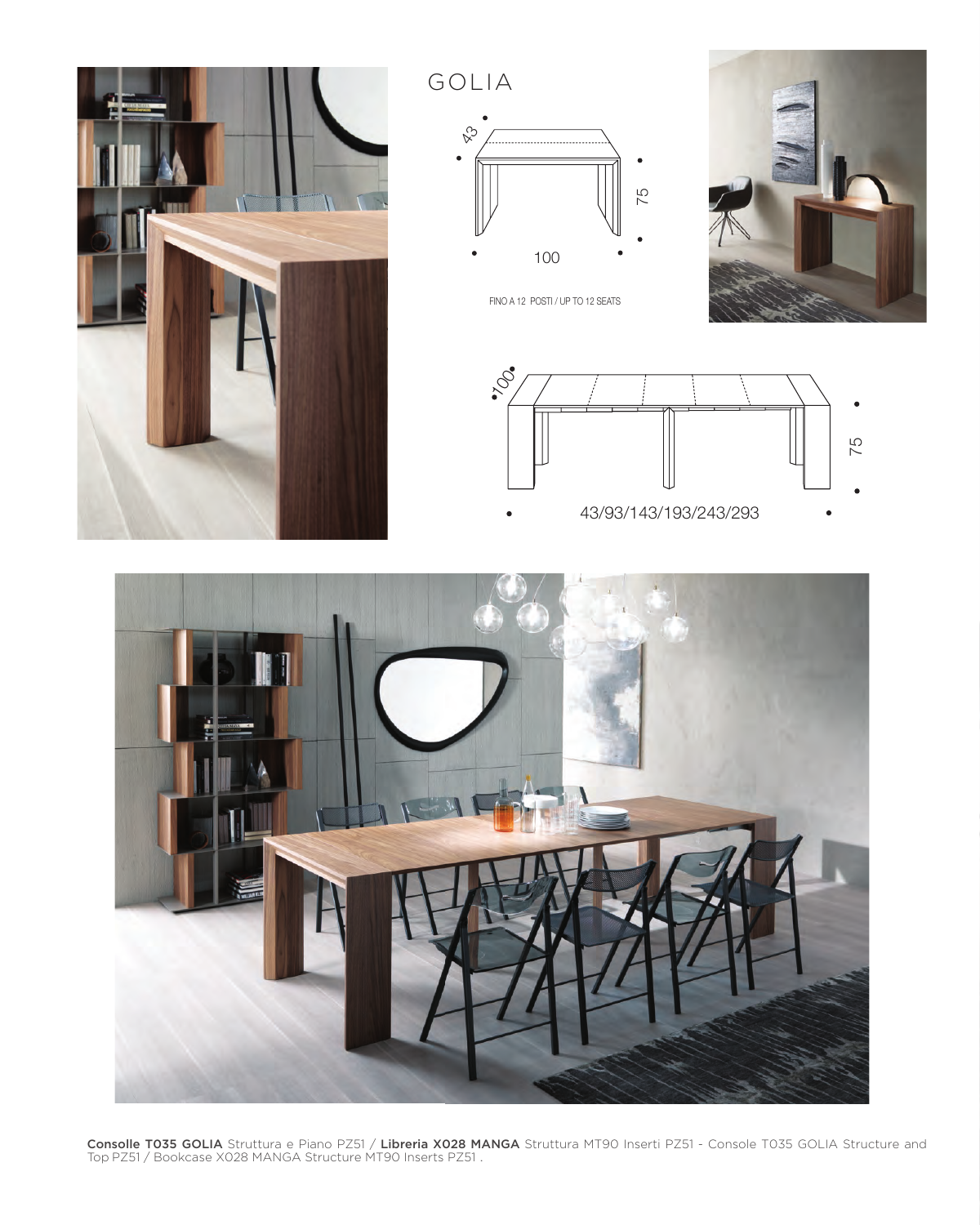# GOLIA

43

75

100

FINO A 12 POSTI / UP TO 12 SEATS

100

75

43/93/143/193/243/293

**Consolle T035 GOLIA** Struttura e Piano PZ51 / **Libreria X028 MANGA** Struttura MT90 Inserti PZ51 - Console T035 GOLIA Structure and Top PZ51 / Bookcase X028 MANGA Structure MT90 Inserts PZ51 .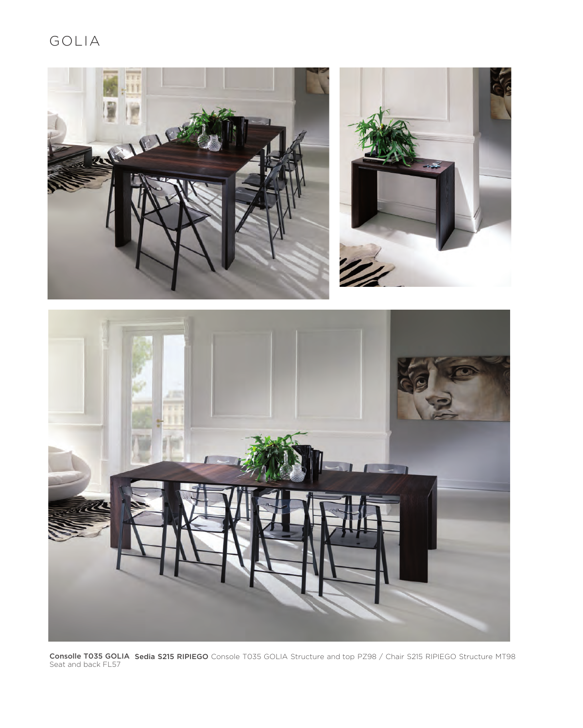# GOLIA

**Consolle T035 GOLIA** **Sedia S215 RIPIEGO** Console T035 GOLIA Structure and top PZ98 / Chair S215 RIPIEGO Structure MT98 Seat and back FL57